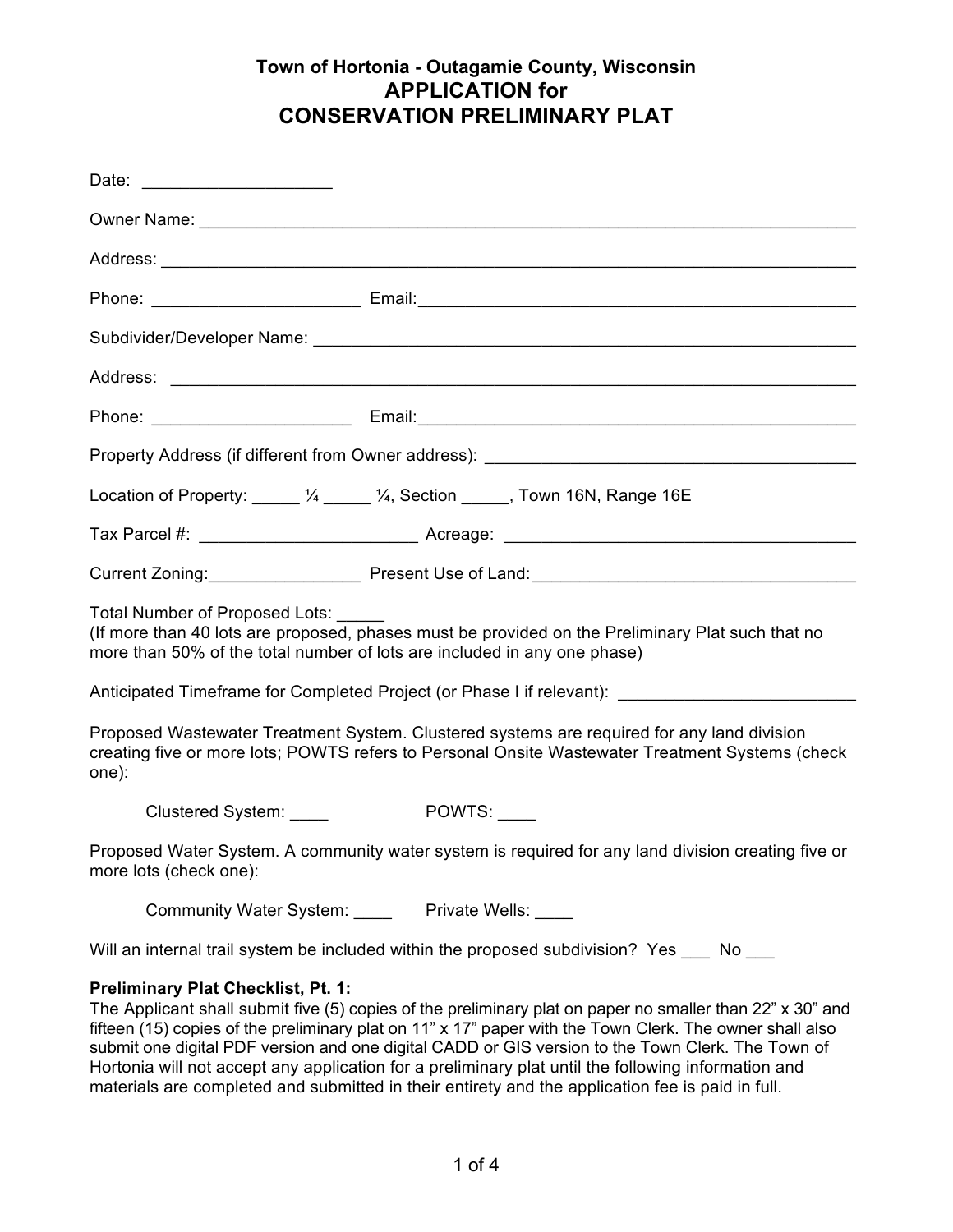# Town of Hortonia - Outagamie County, Wisconsin

## APPLICATION for CONSERVATION PRELIMINARY PLAT

Date: ____________________

Owner Name: ___________________________________________________________________________

Address: ______________________________________________________________________________

Phone: _______________________ Email: _______________________________________________

Subdivider/Developer Name: _____________________________________________________________

Address: ______________________________________________________________________________

Phone: _____________________ Email: _________________________________________________

Property Address (if different from Owner address): ___________________________________________

Location of Property: _____ ¼ _____ ¼, Section _____, Town 16N, Range 16E

Tax Parcel #: _______________________ Acreage: ______________________________________

Current Zoning: ________________ Present Use of Land: ___________________________________

Total Number of Proposed Lots: _____
(If more than 40 lots are proposed, phases must be provided on the Preliminary Plat such that no more than 50% of the total number of lots are included in any one phase)

Anticipated Timeframe for Completed Project (or Phase I if relevant): _________________________

Proposed Wastewater Treatment System. Clustered systems are required for any land division creating five or more lots; POWTS refers to Personal Onsite Wastewater Treatment Systems (check one):

Clustered System: ____ POWTS: ____

Proposed Water System. A community water system is required for any land division creating five or more lots (check one):

Community Water System: ____ Private Wells: ____

Will an internal trail system be included within the proposed subdivision? Yes ___ No ___

**Preliminary Plat Checklist, Pt. 1:**
The Applicant shall submit five (5) copies of the preliminary plat on paper no smaller than 22" x 30" and fifteen (15) copies of the preliminary plat on 11" x 17" paper with the Town Clerk. The owner shall also submit one digital PDF version and one digital CADD or GIS version to the Town Clerk. The Town of Hortonia will not accept any application for a preliminary plat until the following information and materials are completed and submitted in their entirety and the application fee is paid in full.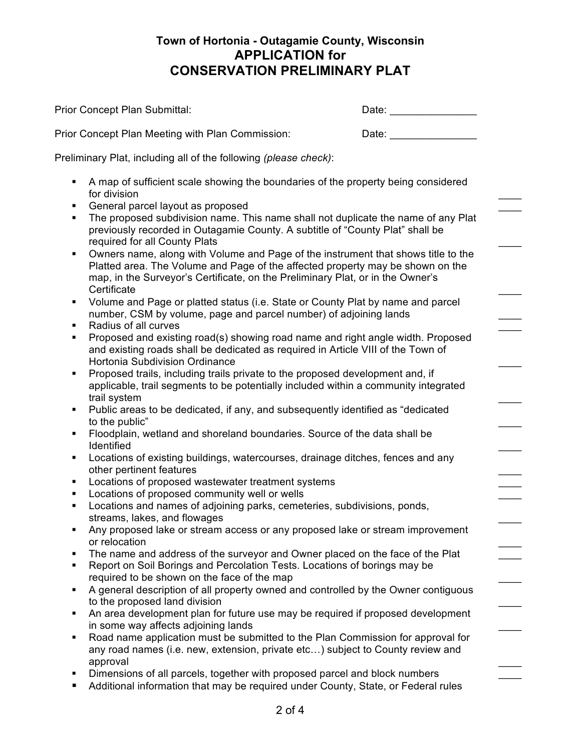### Town of Hortonia - Outagamie County, Wisconsin

# APPLICATION for CONSERVATION PRELIMINARY PLAT

Prior Concept Plan Submittal: Date: _______________

Prior Concept Plan Meeting with Plan Commission: Date: _______________

Preliminary Plat, including all of the following *(please check)*:

- A map of sufficient scale showing the boundaries of the property being considered for division ____
- General parcel layout as proposed ____
- The proposed subdivision name. This name shall not duplicate the name of any Plat previously recorded in Outagamie County. A subtitle of "County Plat" shall be required for all County Plats ____
- Owners name, along with Volume and Page of the instrument that shows title to the Platted area. The Volume and Page of the affected property may be shown on the map, in the Surveyor's Certificate, on the Preliminary Plat, or in the Owner's Certificate ____
- Volume and Page or platted status (i.e. State or County Plat by name and parcel number, CSM by volume, page and parcel number) of adjoining lands ____
- Radius of all curves ____
- Proposed and existing road(s) showing road name and right angle width. Proposed and existing roads shall be dedicated as required in Article VIII of the Town of Hortonia Subdivision Ordinance ____
- Proposed trails, including trails private to the proposed development and, if applicable, trail segments to be potentially included within a community integrated trail system ____
- Public areas to be dedicated, if any, and subsequently identified as "dedicated to the public" ____
- Floodplain, wetland and shoreland boundaries. Source of the data shall be Identified ____
- Locations of existing buildings, watercourses, drainage ditches, fences and any other pertinent features ____
- Locations of proposed wastewater treatment systems ____
- Locations of proposed community well or wells ____
- Locations and names of adjoining parks, cemeteries, subdivisions, ponds, streams, lakes, and flowages ____
- Any proposed lake or stream access or any proposed lake or stream improvement or relocation ____
- The name and address of the surveyor and Owner placed on the face of the Plat ____
- Report on Soil Borings and Percolation Tests. Locations of borings may be required to be shown on the face of the map ____
- A general description of all property owned and controlled by the Owner contiguous to the proposed land division ____
- An area development plan for future use may be required if proposed development in some way affects adjoining lands ____
- Road name application must be submitted to the Plan Commission for approval for any road names (i.e. new, extension, private etc…) subject to County review and approval ____
- Dimensions of all parcels, together with proposed parcel and block numbers ____
- Additional information that may be required under County, State, or Federal rules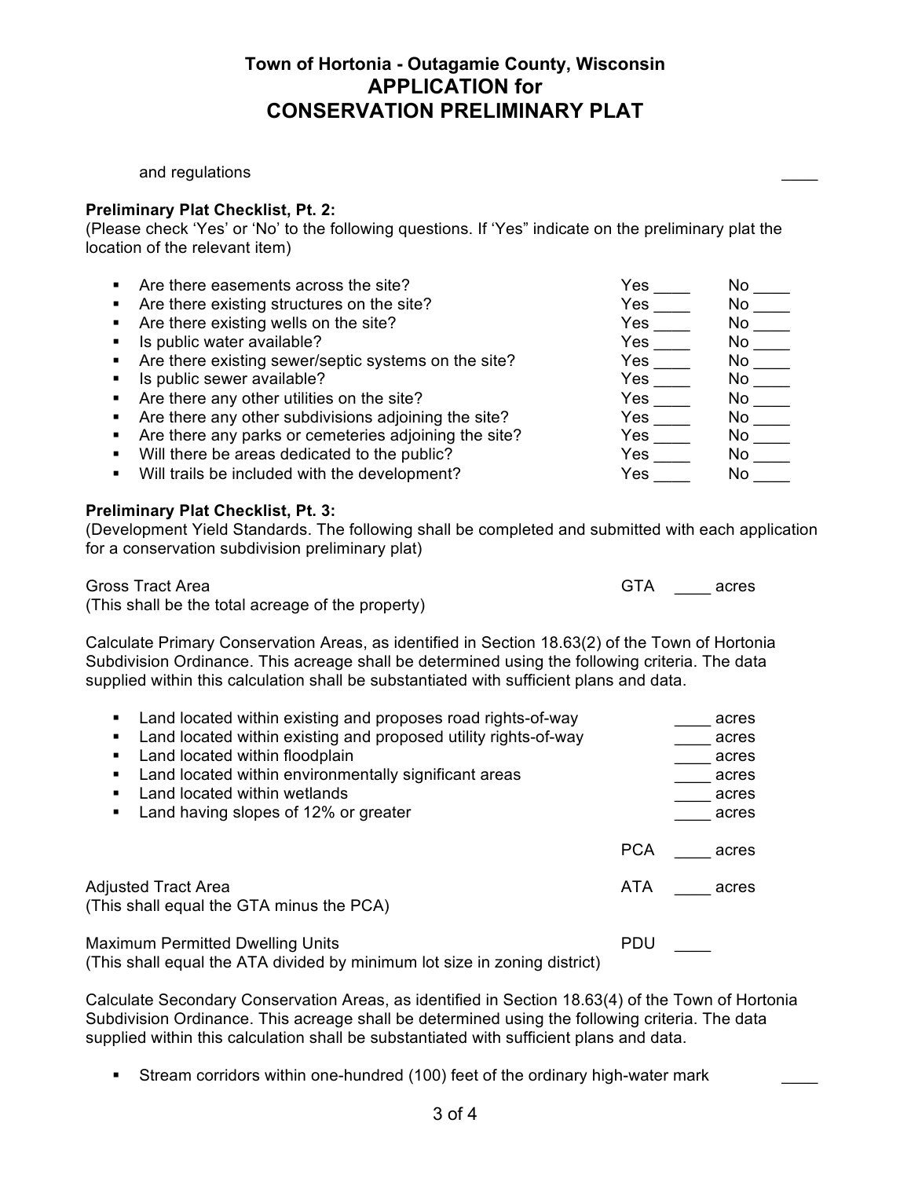and regulations ____

**Preliminary Plat Checklist, Pt. 2:**
(Please check 'Yes' or 'No' to the following questions. If 'Yes" indicate on the preliminary plat the location of the relevant item)

| | | |
|---|---|---|
| ▪ Are there easements across the site? | Yes ____ | No ____ |
| ▪ Are there existing structures on the site? | Yes ____ | No ____ |
| ▪ Are there existing wells on the site? | Yes ____ | No ____ |
| ▪ Is public water available? | Yes ____ | No ____ |
| ▪ Are there existing sewer/septic systems on the site? | Yes ____ | No ____ |
| ▪ Is public sewer available? | Yes ____ | No ____ |
| ▪ Are there any other utilities on the site? | Yes ____ | No ____ |
| ▪ Are there any other subdivisions adjoining the site? | Yes ____ | No ____ |
| ▪ Are there any parks or cemeteries adjoining the site? | Yes ____ | No ____ |
| ▪ Will there be areas dedicated to the public? | Yes ____ | No ____ |
| ▪ Will trails be included with the development? | Yes ____ | No ____ |

**Preliminary Plat Checklist, Pt. 3:**
(Development Yield Standards. The following shall be completed and submitted with each application for a conservation subdivision preliminary plat)

Gross Tract Area GTA ____ acres
(This shall be the total acreage of the property)

Calculate Primary Conservation Areas, as identified in Section 18.63(2) of the Town of Hortonia Subdivision Ordinance. This acreage shall be determined using the following criteria. The data supplied within this calculation shall be substantiated with sufficient plans and data.

- Land located within existing and proposes road rights-of-way ____ acres
- Land located within existing and proposed utility rights-of-way ____ acres
- Land located within floodplain ____ acres
- Land located within environmentally significant areas ____ acres
- Land located within wetlands ____ acres
- Land having slopes of 12% or greater ____ acres

PCA ____ acres

Adjusted Tract Area ATA ____ acres
(This shall equal the GTA minus the PCA)

Maximum Permitted Dwelling Units PDU ____
(This shall equal the ATA divided by minimum lot size in zoning district)

Calculate Secondary Conservation Areas, as identified in Section 18.63(4) of the Town of Hortonia Subdivision Ordinance. This acreage shall be determined using the following criteria. The data supplied within this calculation shall be substantiated with sufficient plans and data.

- Stream corridors within one-hundred (100) feet of the ordinary high-water mark ____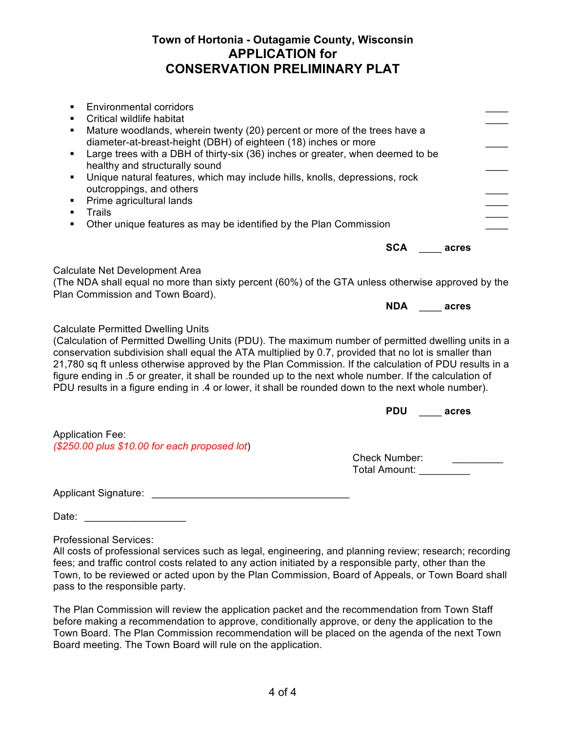# Town of Hortonia - Outagamie County, Wisconsin
## APPLICATION for
## CONSERVATION PRELIMINARY PLAT

- Environmental corridors ____
- Critical wildlife habitat ____
- Mature woodlands, wherein twenty (20) percent or more of the trees have a diameter-at-breast-height (DBH) of eighteen (18) inches or more ____
- Large trees with a DBH of thirty-six (36) inches or greater, when deemed to be healthy and structurally sound ____
- Unique natural features, which may include hills, knolls, depressions, rock outcroppings, and others ____
- Prime agricultural lands ____
- Trails ____
- Other unique features as may be identified by the Plan Commission ____

**SCA** ____ **acres**

Calculate Net Development Area
(The NDA shall equal no more than sixty percent (60%) of the GTA unless otherwise approved by the Plan Commission and Town Board).

**NDA** ____ **acres**

Calculate Permitted Dwelling Units
(Calculation of Permitted Dwelling Units (PDU). The maximum number of permitted dwelling units in a conservation subdivision shall equal the ATA multiplied by 0.7, provided that no lot is smaller than 21,780 sq ft unless otherwise approved by the Plan Commission. If the calculation of PDU results in a figure ending in .5 or greater, it shall be rounded up to the next whole number. If the calculation of PDU results in a figure ending in .4 or lower, it shall be rounded down to the next whole number).

**PDU** ____ **acres**

Application Fee:
(*$250.00 plus $10.00 for each proposed lot*)

Check Number: _________
Total Amount: _________

Applicant Signature: ___________________________________

Date: __________________

Professional Services:
All costs of professional services such as legal, engineering, and planning review; research; recording fees; and traffic control costs related to any action initiated by a responsible party, other than the Town, to be reviewed or acted upon by the Plan Commission, Board of Appeals, or Town Board shall pass to the responsible party.

The Plan Commission will review the application packet and the recommendation from Town Staff before making a recommendation to approve, conditionally approve, or deny the application to the Town Board. The Plan Commission recommendation will be placed on the agenda of the next Town Board meeting. The Town Board will rule on the application.